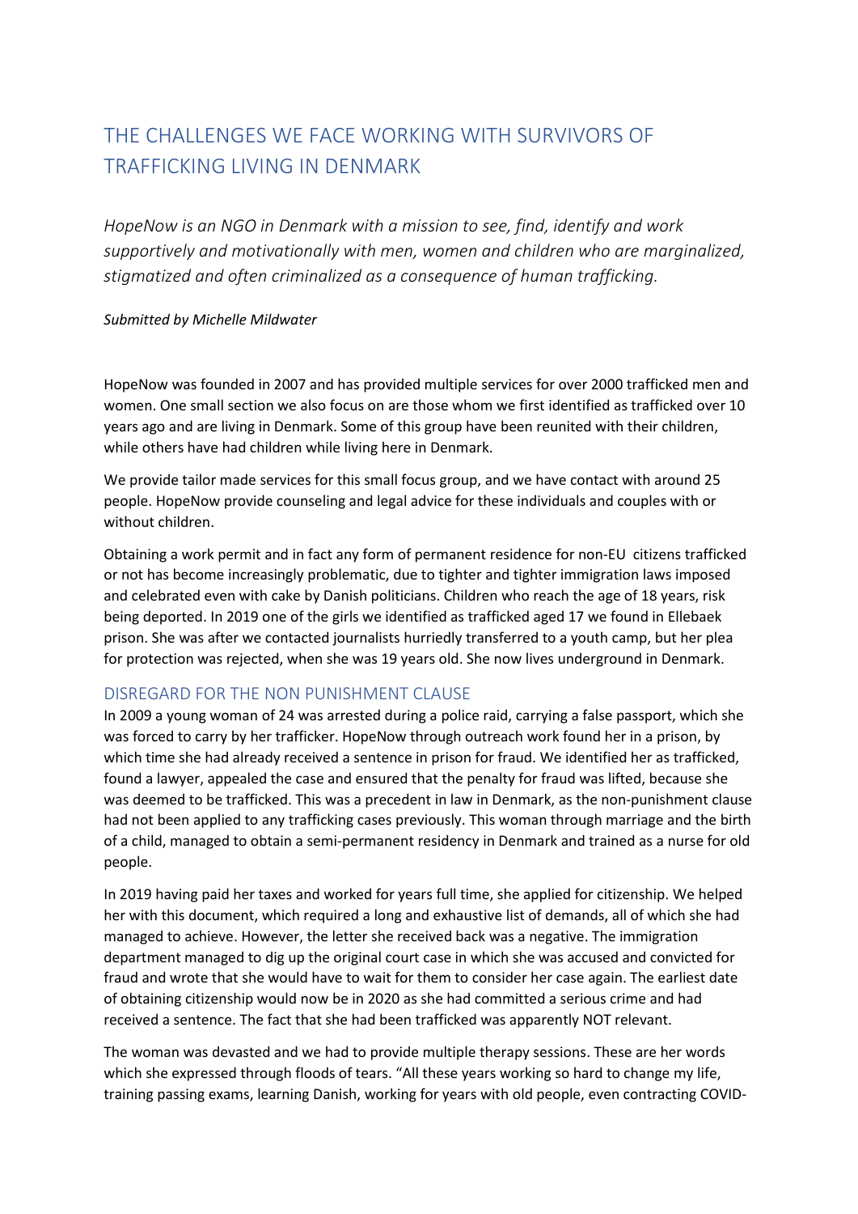# THE CHALLENGES WE FACE WORKING WITH SURVIVORS OF TRAFFICKING LIVING IN DENMARK

*HopeNow is an NGO in Denmark with a mission to see, find, identify and work supportively and motivationally with men, women and children who are marginalized, stigmatized and often criminalized as a consequence of human trafficking.*

*Submitted by Michelle Mildwater*

HopeNow was founded in 2007 and has provided multiple services for over 2000 trafficked men and women. One small section we also focus on are those whom we first identified as trafficked over 10 years ago and are living in Denmark. Some of this group have been reunited with their children, while others have had children while living here in Denmark.

We provide tailor made services for this small focus group, and we have contact with around 25 people. HopeNow provide counseling and legal advice for these individuals and couples with or without children.

Obtaining a work permit and in fact any form of permanent residence for non-EU citizens trafficked or not has become increasingly problematic, due to tighter and tighter immigration laws imposed and celebrated even with cake by Danish politicians. Children who reach the age of 18 years, risk being deported. In 2019 one of the girls we identified as trafficked aged 17 we found in Ellebaek prison. She was after we contacted journalists hurriedly transferred to a youth camp, but her plea for protection was rejected, when she was 19 years old. She now lives underground in Denmark.

## DISREGARD FOR THE NON PUNISHMENT CLAUSE

In 2009 a young woman of 24 was arrested during a police raid, carrying a false passport, which she was forced to carry by her trafficker. HopeNow through outreach work found her in a prison, by which time she had already received a sentence in prison for fraud. We identified her as trafficked, found a lawyer, appealed the case and ensured that the penalty for fraud was lifted, because she was deemed to be trafficked. This was a precedent in law in Denmark, as the non-punishment clause had not been applied to any trafficking cases previously. This woman through marriage and the birth of a child, managed to obtain a semi-permanent residency in Denmark and trained as a nurse for old people.

In 2019 having paid her taxes and worked for years full time, she applied for citizenship. We helped her with this document, which required a long and exhaustive list of demands, all of which she had managed to achieve. However, the letter she received back was a negative. The immigration department managed to dig up the original court case in which she was accused and convicted for fraud and wrote that she would have to wait for them to consider her case again. The earliest date of obtaining citizenship would now be in 2020 as she had committed a serious crime and had received a sentence. The fact that she had been trafficked was apparently NOT relevant.

The woman was devasted and we had to provide multiple therapy sessions. These are her words which she expressed through floods of tears. "All these years working so hard to change my life, training passing exams, learning Danish, working for years with old people, even contracting COVID-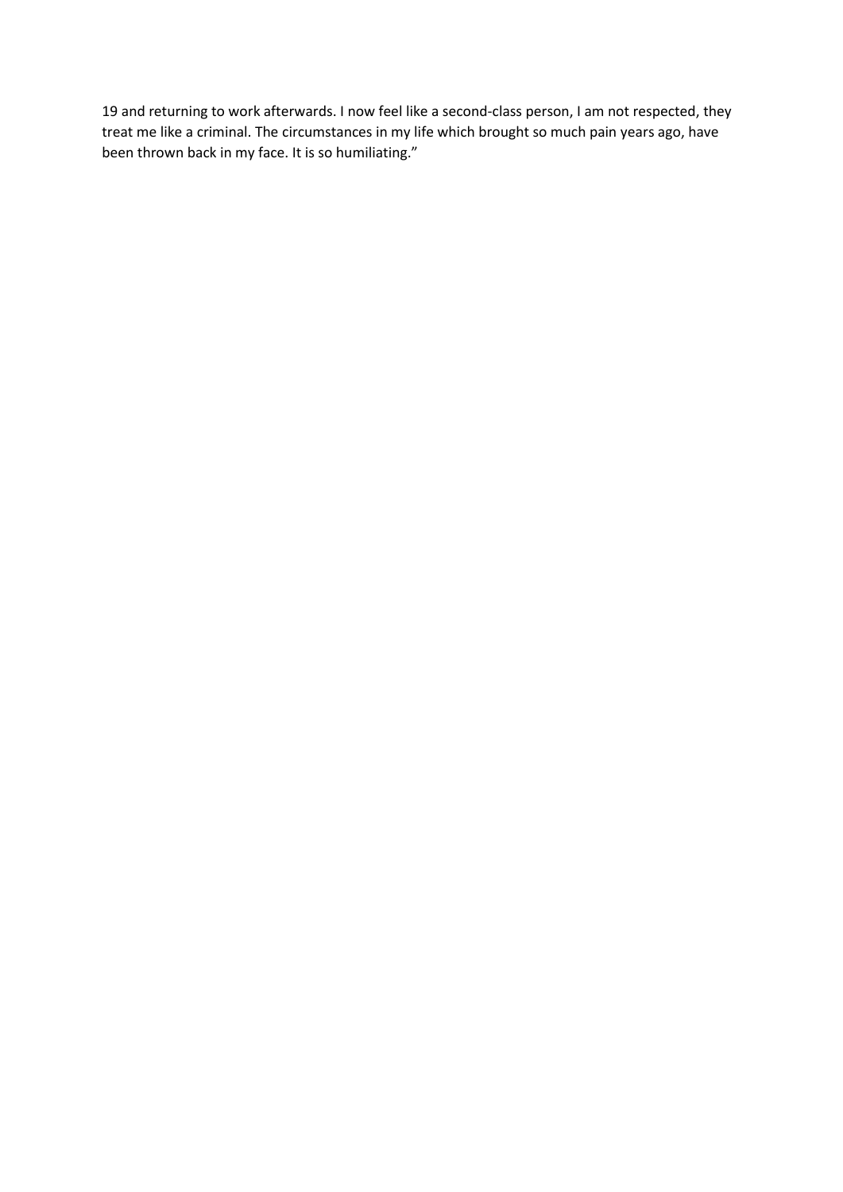19 and returning to work afterwards. I now feel like a second-class person, I am not respected, they treat me like a criminal. The circumstances in my life which brought so much pain years ago, have been thrown back in my face. It is so humiliating."